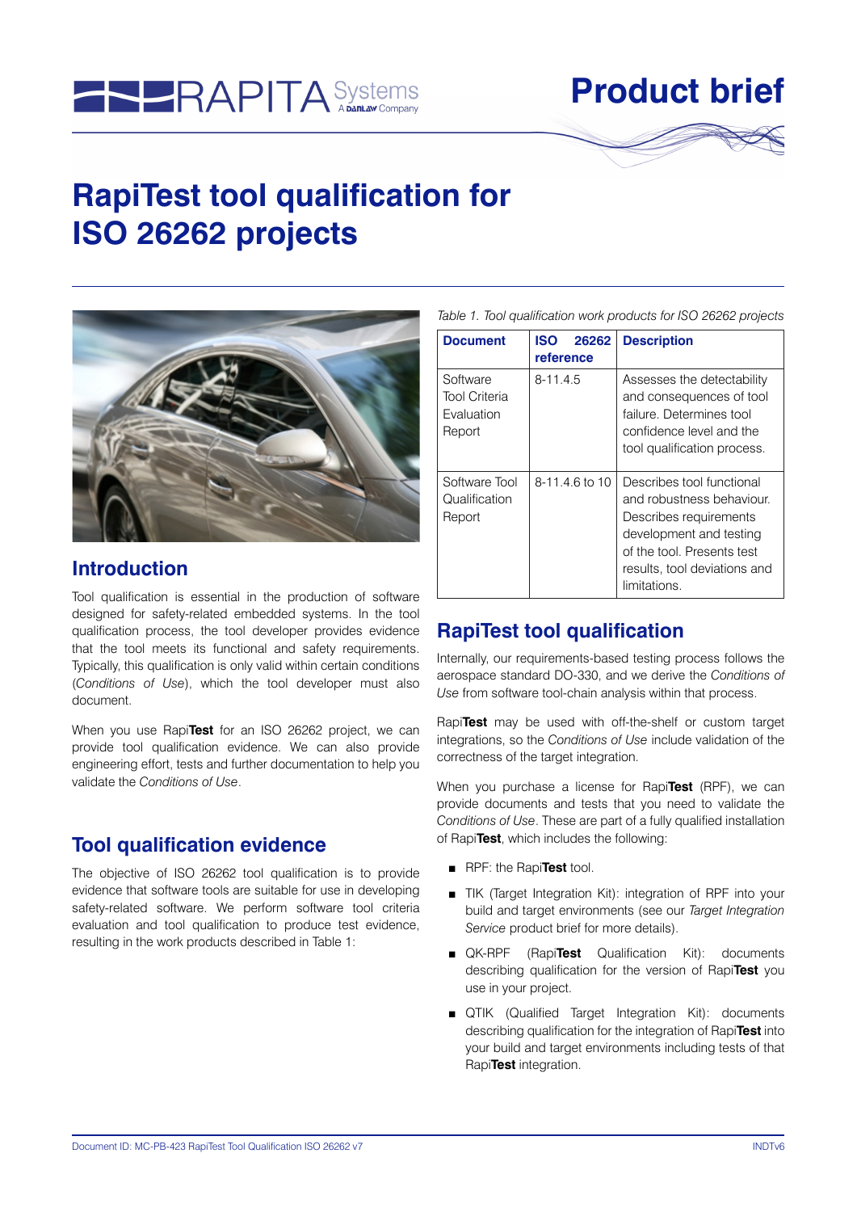Product brief

# RapiTest tool qualification for ISO 26262 projects

## Introduction

Tool qualification is essential in the production of software designed for safety-related embedded systems. In the tool qualification process, the tool developer provides evidence that the tool meets its functional and safety requirements. Typically, this qualification is only valid within certain conditions (*Conditions of Use*), which the tool developer must also document.

When you use Rapi**Test** for an ISO 26262 project, we can provide tool qualification evidence. We can also provide engineering effort, tests and further documentation to help you validate the *Conditions of Use*.

## Tool qualification evidence

The objective of ISO 26262 tool qualification is to provide evidence that software tools are suitable for use in developing safety-related software. We perform software tool criteria evaluation and tool qualification to produce test evidence, resulting in the work products described in Table 1:

*Table 1. Tool qualification work products for ISO 26262 projects*

| Document | ISO 26262 reference | Description |
|---|---|---|
| Software Tool Criteria Evaluation Report | 8-11.4.5 | Assesses the detectability and consequences of tool failure. Determines tool confidence level and the tool qualification process. |
| Software Tool Qualification Report | 8-11.4.6 to 10 | Describes tool functional and robustness behaviour. Describes requirements development and testing of the tool. Presents test results, tool deviations and limitations. |

## RapiTest tool qualification

Internally, our requirements-based testing process follows the aerospace standard DO-330, and we derive the *Conditions of Use* from software tool-chain analysis within that process.

Rapi**Test** may be used with off-the-shelf or custom target integrations, so the *Conditions of Use* include validation of the correctness of the target integration.

When you purchase a license for Rapi**Test** (RPF), we can provide documents and tests that you need to validate the *Conditions of Use*. These are part of a fully qualified installation of Rapi**Test**, which includes the following:

- RPF: the Rapi**Test** tool.
- TIK (Target Integration Kit): integration of RPF into your build and target environments (see our *Target Integration Service* product brief for more details).
- QK-RPF (Rapi**Test** Qualification Kit): documents describing qualification for the version of Rapi**Test** you use in your project.
- QTIK (Qualified Target Integration Kit): documents describing qualification for the integration of Rapi**Test** into your build and target environments including tests of that Rapi**Test** integration.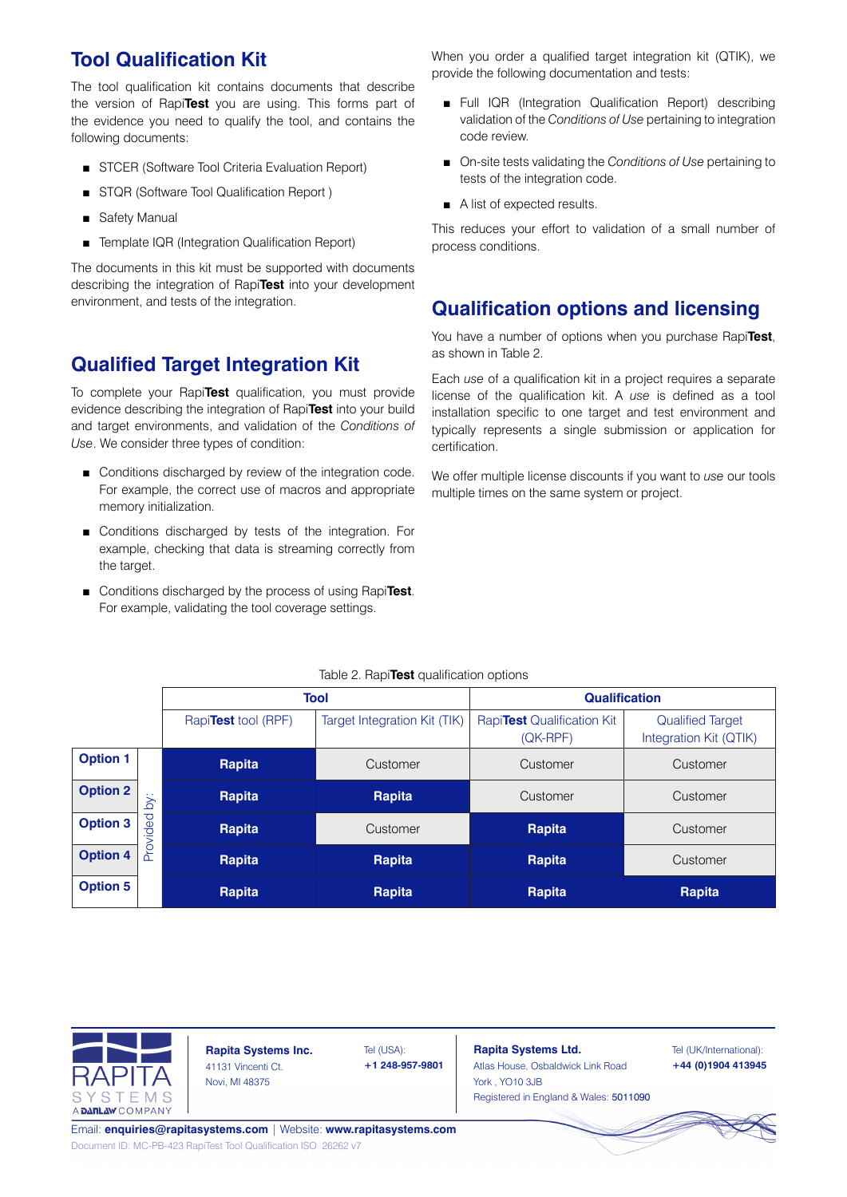## Tool Qualification Kit

The tool qualification kit contains documents that describe the version of Rapi**Test** you are using. This forms part of the evidence you need to qualify the tool, and contains the following documents:

- STCER (Software Tool Criteria Evaluation Report)
- STQR (Software Tool Qualification Report )
- Safety Manual
- Template IQR (Integration Qualification Report)

The documents in this kit must be supported with documents describing the integration of Rapi**Test** into your development environment, and tests of the integration.

## Qualified Target Integration Kit

To complete your Rapi**Test** qualification, you must provide evidence describing the integration of Rapi**Test** into your build and target environments, and validation of the *Conditions of Use*. We consider three types of condition:

- Conditions discharged by review of the integration code. For example, the correct use of macros and appropriate memory initialization.
- Conditions discharged by tests of the integration. For example, checking that data is streaming correctly from the target.
- Conditions discharged by the process of using Rapi**Test**. For example, validating the tool coverage settings.

When you order a qualified target integration kit (QTIK), we provide the following documentation and tests:

- Full IQR (Integration Qualification Report) describing validation of the *Conditions of Use* pertaining to integration code review.
- On-site tests validating the *Conditions of Use* pertaining to tests of the integration code.
- A list of expected results.

This reduces your effort to validation of a small number of process conditions.

## Qualification options and licensing

You have a number of options when you purchase Rapi**Test**, as shown in Table 2.

Each *use* of a qualification kit in a project requires a separate license of the qualification kit. A *use* is defined as a tool installation specific to one target and test environment and typically represents a single submission or application for certification.

We offer multiple license discounts if you want to *use* our tools multiple times on the same system or project.

Table 2. Rapi**Test** qualification options

| | | Tool | | Qualification | |
|---|---|---|---|---|---|
| | | Rapi**Test** tool (RPF) | Target Integration Kit (TIK) | Rapi**Test** Qualification Kit (QK-RPF) | Qualified Target Integration Kit (QTIK) |
| **Option 1** | Provided by: | Rapita | Customer | Customer | Customer |
| **Option 2** | | Rapita | Rapita | Customer | Customer |
| **Option 3** | | Rapita | Customer | Rapita | Customer |
| **Option 4** | | Rapita | Rapita | Rapita | Customer |
| **Option 5** | | Rapita | Rapita | Rapita | Rapita |

RAPITA SYSTEMS A DANLAW COMPANY

**Rapita Systems Inc.**
41131 Vincenti Ct.
Novi, MI 48375

Tel (USA):
**+1 248-957-9801**

**Rapita Systems Ltd.**
Atlas House, Osbaldwick Link Road
York , YO10 3JB
Registered in England & Wales: 5011090

Tel (UK/International):
**+44 (0)1904 413945**

Email: **enquiries@rapitasystems.com** | Website: **www.rapitasystems.com**

Document ID: MC-PB-423 RapiTest Tool Qualification ISO 26262 v7